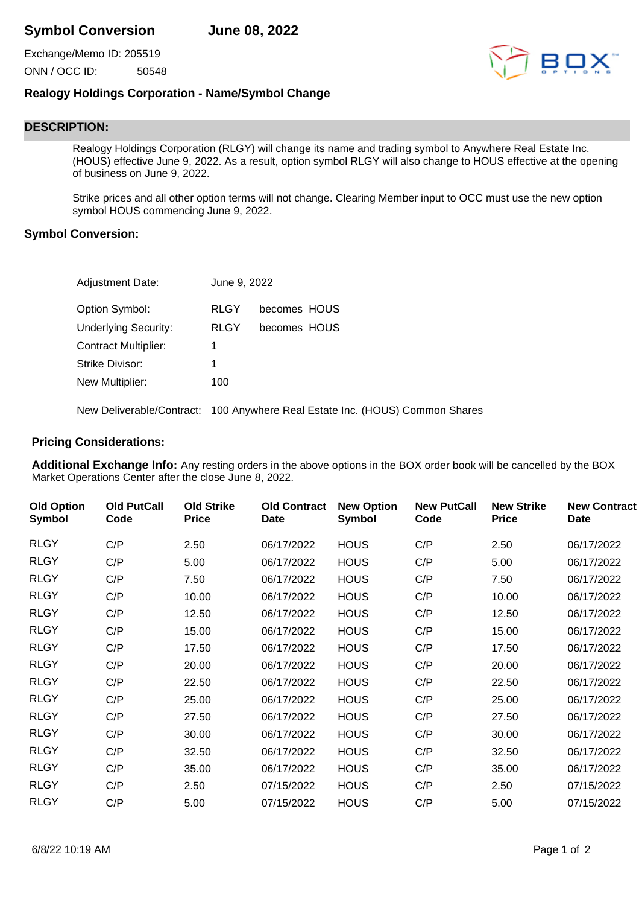# Symbol Conversion June 08, 2022

Exchange/Memo ID: 205519

ONN / OCC ID: 50548

## Realogy Holdings Corporation - Name/Symbol Change

## DESCRIPTION:

Realogy Holdings Corporation (RLGY) will change its name and trading symbol to Anywhere Real Estate Inc. (HOUS) effective June 9, 2022. As a result, option symbol RLGY will also change to HOUS effective at the opening of business on June 9, 2022.

Strike prices and all other option terms will not change. Clearing Member input to OCC must use the new option symbol HOUS commencing June 9, 2022.

## Symbol Conversion:

| | | |
|---|---|---|
| Adjustment Date: | June 9, 2022 | |
| Option Symbol: | RLGY | becomes HOUS |
| Underlying Security: | RLGY | becomes HOUS |
| Contract Multiplier: | 1 | |
| Strike Divisor: | 1 | |
| New Multiplier: | 100 | |
| New Deliverable/Contract: | 100 Anywhere Real Estate Inc. (HOUS) Common Shares | |

## Pricing Considerations:

**Additional Exchange Info:** Any resting orders in the above options in the BOX order book will be cancelled by the BOX Market Operations Center after the close June 8, 2022.

| Old Option Symbol | Old PutCall Code | Old Strike Price | Old Contract Date | New Option Symbol | New PutCall Code | New Strike Price | New Contract Date |
|---|---|---|---|---|---|---|---|
| RLGY | C/P | 2.50 | 06/17/2022 | HOUS | C/P | 2.50 | 06/17/2022 |
| RLGY | C/P | 5.00 | 06/17/2022 | HOUS | C/P | 5.00 | 06/17/2022 |
| RLGY | C/P | 7.50 | 06/17/2022 | HOUS | C/P | 7.50 | 06/17/2022 |
| RLGY | C/P | 10.00 | 06/17/2022 | HOUS | C/P | 10.00 | 06/17/2022 |
| RLGY | C/P | 12.50 | 06/17/2022 | HOUS | C/P | 12.50 | 06/17/2022 |
| RLGY | C/P | 15.00 | 06/17/2022 | HOUS | C/P | 15.00 | 06/17/2022 |
| RLGY | C/P | 17.50 | 06/17/2022 | HOUS | C/P | 17.50 | 06/17/2022 |
| RLGY | C/P | 20.00 | 06/17/2022 | HOUS | C/P | 20.00 | 06/17/2022 |
| RLGY | C/P | 22.50 | 06/17/2022 | HOUS | C/P | 22.50 | 06/17/2022 |
| RLGY | C/P | 25.00 | 06/17/2022 | HOUS | C/P | 25.00 | 06/17/2022 |
| RLGY | C/P | 27.50 | 06/17/2022 | HOUS | C/P | 27.50 | 06/17/2022 |
| RLGY | C/P | 30.00 | 06/17/2022 | HOUS | C/P | 30.00 | 06/17/2022 |
| RLGY | C/P | 32.50 | 06/17/2022 | HOUS | C/P | 32.50 | 06/17/2022 |
| RLGY | C/P | 35.00 | 06/17/2022 | HOUS | C/P | 35.00 | 06/17/2022 |
| RLGY | C/P | 2.50 | 07/15/2022 | HOUS | C/P | 2.50 | 07/15/2022 |
| RLGY | C/P | 5.00 | 07/15/2022 | HOUS | C/P | 5.00 | 07/15/2022 |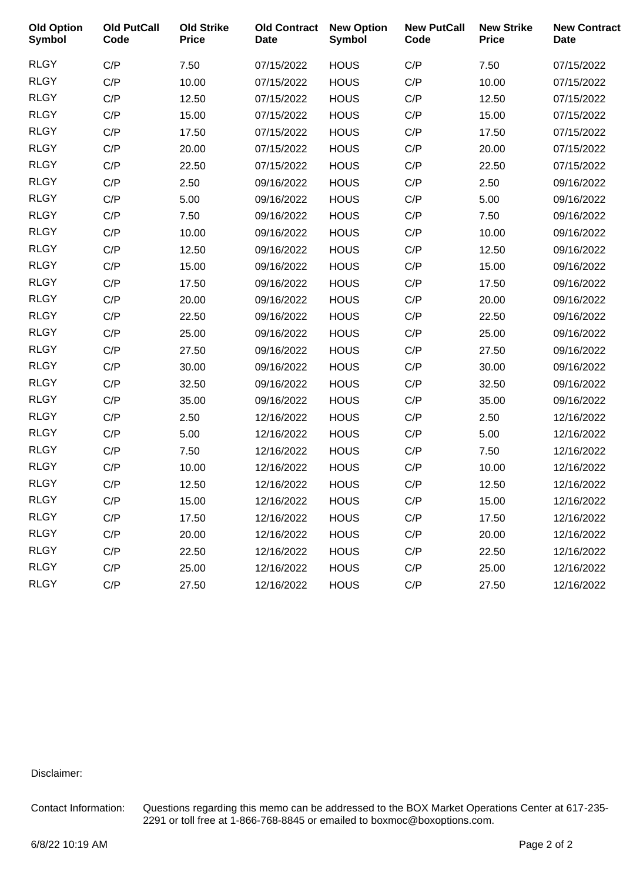| Old Option Symbol | Old PutCall Code | Old Strike Price | Old Contract Date | New Option Symbol | New PutCall Code | New Strike Price | New Contract Date |
|---|---|---|---|---|---|---|---|
| RLGY | C/P | 7.50 | 07/15/2022 | HOUS | C/P | 7.50 | 07/15/2022 |
| RLGY | C/P | 10.00 | 07/15/2022 | HOUS | C/P | 10.00 | 07/15/2022 |
| RLGY | C/P | 12.50 | 07/15/2022 | HOUS | C/P | 12.50 | 07/15/2022 |
| RLGY | C/P | 15.00 | 07/15/2022 | HOUS | C/P | 15.00 | 07/15/2022 |
| RLGY | C/P | 17.50 | 07/15/2022 | HOUS | C/P | 17.50 | 07/15/2022 |
| RLGY | C/P | 20.00 | 07/15/2022 | HOUS | C/P | 20.00 | 07/15/2022 |
| RLGY | C/P | 22.50 | 07/15/2022 | HOUS | C/P | 22.50 | 07/15/2022 |
| RLGY | C/P | 2.50 | 09/16/2022 | HOUS | C/P | 2.50 | 09/16/2022 |
| RLGY | C/P | 5.00 | 09/16/2022 | HOUS | C/P | 5.00 | 09/16/2022 |
| RLGY | C/P | 7.50 | 09/16/2022 | HOUS | C/P | 7.50 | 09/16/2022 |
| RLGY | C/P | 10.00 | 09/16/2022 | HOUS | C/P | 10.00 | 09/16/2022 |
| RLGY | C/P | 12.50 | 09/16/2022 | HOUS | C/P | 12.50 | 09/16/2022 |
| RLGY | C/P | 15.00 | 09/16/2022 | HOUS | C/P | 15.00 | 09/16/2022 |
| RLGY | C/P | 17.50 | 09/16/2022 | HOUS | C/P | 17.50 | 09/16/2022 |
| RLGY | C/P | 20.00 | 09/16/2022 | HOUS | C/P | 20.00 | 09/16/2022 |
| RLGY | C/P | 22.50 | 09/16/2022 | HOUS | C/P | 22.50 | 09/16/2022 |
| RLGY | C/P | 25.00 | 09/16/2022 | HOUS | C/P | 25.00 | 09/16/2022 |
| RLGY | C/P | 27.50 | 09/16/2022 | HOUS | C/P | 27.50 | 09/16/2022 |
| RLGY | C/P | 30.00 | 09/16/2022 | HOUS | C/P | 30.00 | 09/16/2022 |
| RLGY | C/P | 32.50 | 09/16/2022 | HOUS | C/P | 32.50 | 09/16/2022 |
| RLGY | C/P | 35.00 | 09/16/2022 | HOUS | C/P | 35.00 | 09/16/2022 |
| RLGY | C/P | 2.50 | 12/16/2022 | HOUS | C/P | 2.50 | 12/16/2022 |
| RLGY | C/P | 5.00 | 12/16/2022 | HOUS | C/P | 5.00 | 12/16/2022 |
| RLGY | C/P | 7.50 | 12/16/2022 | HOUS | C/P | 7.50 | 12/16/2022 |
| RLGY | C/P | 10.00 | 12/16/2022 | HOUS | C/P | 10.00 | 12/16/2022 |
| RLGY | C/P | 12.50 | 12/16/2022 | HOUS | C/P | 12.50 | 12/16/2022 |
| RLGY | C/P | 15.00 | 12/16/2022 | HOUS | C/P | 15.00 | 12/16/2022 |
| RLGY | C/P | 17.50 | 12/16/2022 | HOUS | C/P | 17.50 | 12/16/2022 |
| RLGY | C/P | 20.00 | 12/16/2022 | HOUS | C/P | 20.00 | 12/16/2022 |
| RLGY | C/P | 22.50 | 12/16/2022 | HOUS | C/P | 22.50 | 12/16/2022 |
| RLGY | C/P | 25.00 | 12/16/2022 | HOUS | C/P | 25.00 | 12/16/2022 |
| RLGY | C/P | 27.50 | 12/16/2022 | HOUS | C/P | 27.50 | 12/16/2022 |

Disclaimer:

Contact Information: Questions regarding this memo can be addressed to the BOX Market Operations Center at 617-235-2291 or toll free at 1-866-768-8845 or emailed to boxmoc@boxoptions.com.

6/8/22 10:19 AM